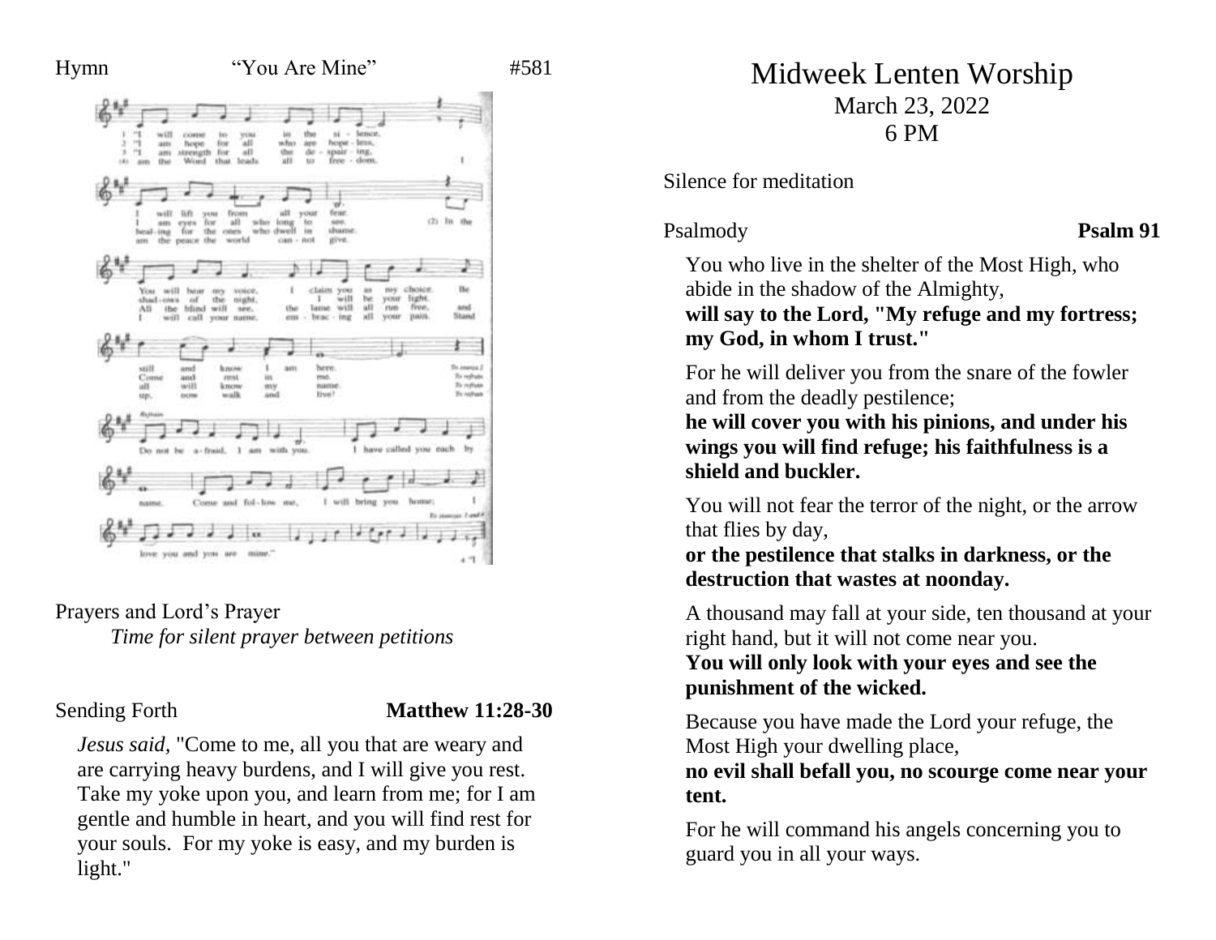Hymn "You Are Mine" #581

Prayers and Lord's Prayer

*Time for silent prayer between petitions*

Sending Forth **Matthew 11:28-30**

*Jesus said,* "Come to me, all you that are weary and are carrying heavy burdens, and I will give you rest. Take my yoke upon you, and learn from me; for I am gentle and humble in heart, and you will find rest for your souls. For my yoke is easy, and my burden is light."

# Midweek Lenten Worship

March 23, 2022

6 PM

Silence for meditation

Psalmody **Psalm 91**

You who live in the shelter of the Most High, who abide in the shadow of the Almighty,
**will say to the Lord, "My refuge and my fortress; my God, in whom I trust."**

For he will deliver you from the snare of the fowler and from the deadly pestilence;
**he will cover you with his pinions, and under his wings you will find refuge; his faithfulness is a shield and buckler.**

You will not fear the terror of the night, or the arrow that flies by day,
**or the pestilence that stalks in darkness, or the destruction that wastes at noonday.**

A thousand may fall at your side, ten thousand at your right hand, but it will not come near you.
**You will only look with your eyes and see the punishment of the wicked.**

Because you have made the Lord your refuge, the Most High your dwelling place,
**no evil shall befall you, no scourge come near your tent.**

For he will command his angels concerning you to guard you in all your ways.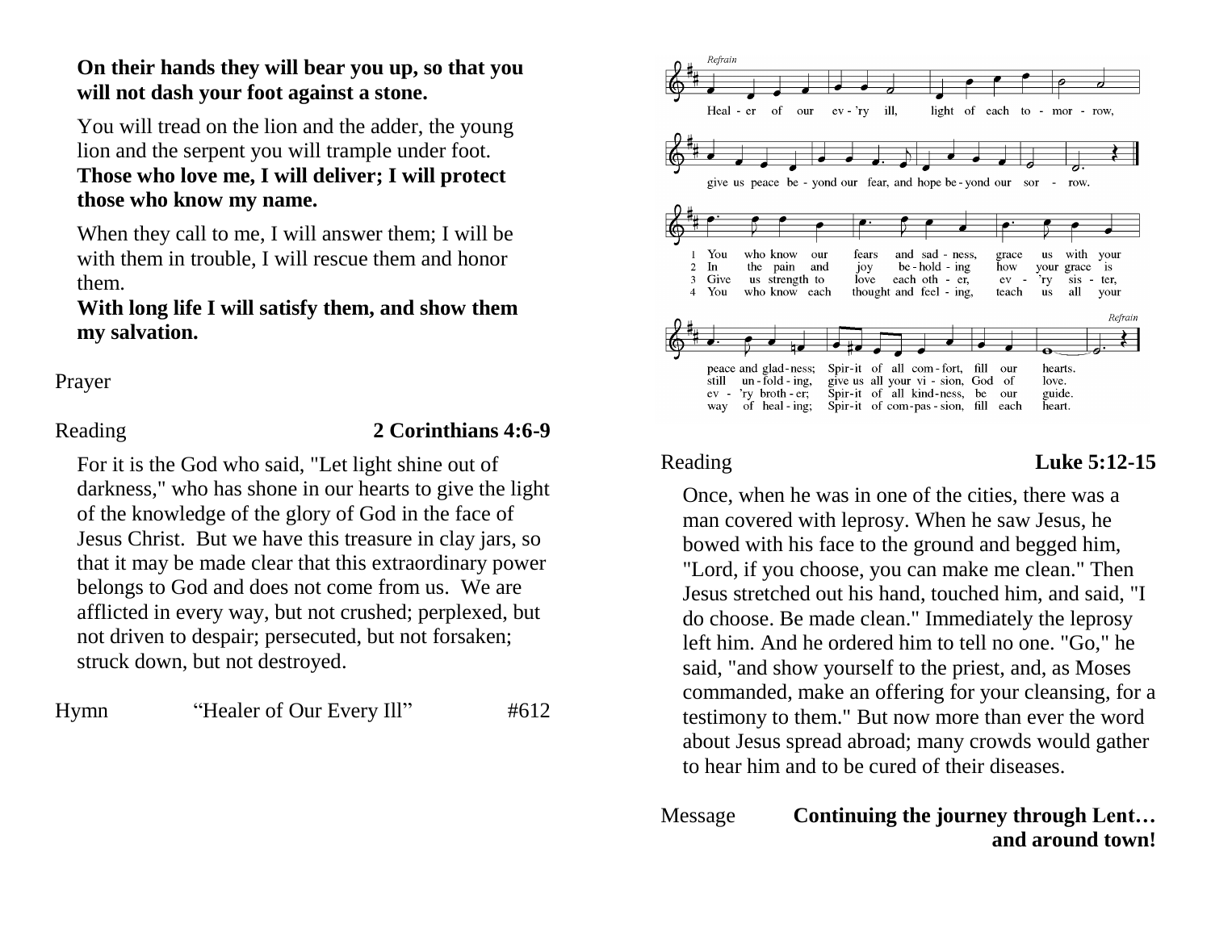**On their hands they will bear you up, so that you will not dash your foot against a stone.**

You will tread on the lion and the adder, the young lion and the serpent you will trample under foot.
**Those who love me, I will deliver; I will protect those who know my name.**

When they call to me, I will answer them; I will be with them in trouble, I will rescue them and honor them.
**With long life I will satisfy them, and show them my salvation.**

Prayer

Reading **2 Corinthians 4:6-9**

For it is the God who said, "Let light shine out of darkness," who has shone in our hearts to give the light of the knowledge of the glory of God in the face of Jesus Christ. But we have this treasure in clay jars, so that it may be made clear that this extraordinary power belongs to God and does not come from us. We are afflicted in every way, but not crushed; perplexed, but not driven to despair; persecuted, but not forsaken; struck down, but not destroyed.

Hymn “Healer of Our Every Ill” #612

*Refrain*

Heal - er of our ev - 'ry ill, light of each to - mor - row, give us peace be - yond our fear, and hope be - yond our sor - row.

1 You who know our fears and sad - ness, grace us with your peace and glad - ness; Spir - it of all com - fort, fill our hearts.
2 In the pain and joy be - hold - ing how your grace is still un - fold - ing, give us all your vi - sion, God of love.
3 Give us strength to love each oth - er, ev - 'ry sis - ter, ev - 'ry broth - er; Spir - it of all kind - ness, be our guide.
4 You who know each thought and feel - ing, teach us all your way of heal - ing; Spir - it of com - pas - sion, fill each heart.

*Refrain*

Reading **Luke 5:12-15**

Once, when he was in one of the cities, there was a man covered with leprosy. When he saw Jesus, he bowed with his face to the ground and begged him, "Lord, if you choose, you can make me clean." Then Jesus stretched out his hand, touched him, and said, "I do choose. Be made clean." Immediately the leprosy left him. And he ordered him to tell no one. "Go," he said, "and show yourself to the priest, and, as Moses commanded, make an offering for your cleansing, for a testimony to them." But now more than ever the word about Jesus spread abroad; many crowds would gather to hear him and to be cured of their diseases.

Message **Continuing the journey through Lent… and around town!**